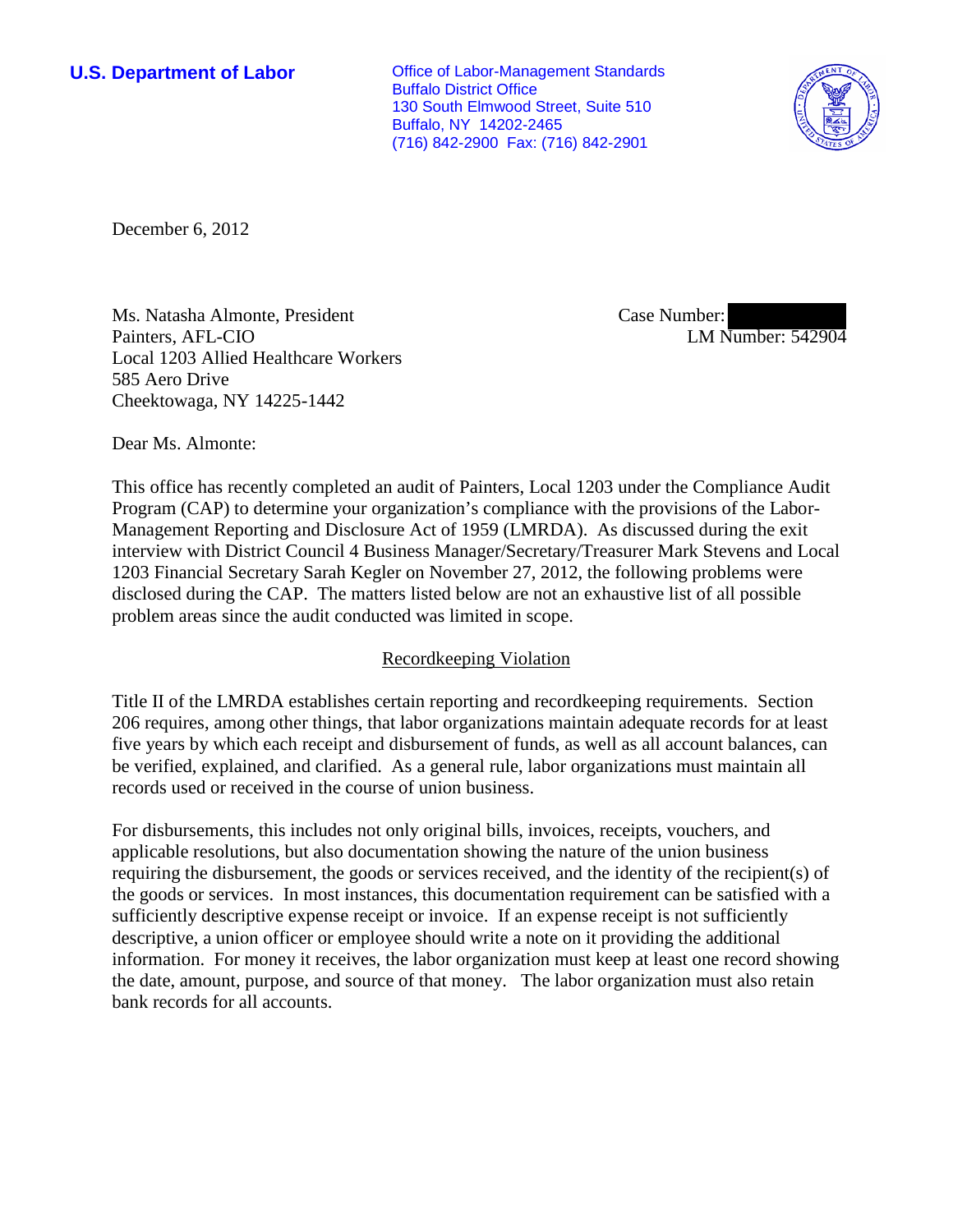**U.S. Department of Labor**

Office of Labor-Management Standards
Buffalo District Office
130 South Elmwood Street, Suite 510
Buffalo, NY 14202-2465
(716) 842-2900 Fax: (716) 842-2901

December 6, 2012

Ms. Natasha Almonte, President
Painters, AFL-CIO
Local 1203 Allied Healthcare Workers
585 Aero Drive
Cheektowaga, NY 14225-1442

Case Number:
LM Number: 542904

Dear Ms. Almonte:

This office has recently completed an audit of Painters, Local 1203 under the Compliance Audit Program (CAP) to determine your organization's compliance with the provisions of the Labor-Management Reporting and Disclosure Act of 1959 (LMRDA). As discussed during the exit interview with District Council 4 Business Manager/Secretary/Treasurer Mark Stevens and Local 1203 Financial Secretary Sarah Kegler on November 27, 2012, the following problems were disclosed during the CAP. The matters listed below are not an exhaustive list of all possible problem areas since the audit conducted was limited in scope.

## Recordkeeping Violation

Title II of the LMRDA establishes certain reporting and recordkeeping requirements. Section 206 requires, among other things, that labor organizations maintain adequate records for at least five years by which each receipt and disbursement of funds, as well as all account balances, can be verified, explained, and clarified. As a general rule, labor organizations must maintain all records used or received in the course of union business.

For disbursements, this includes not only original bills, invoices, receipts, vouchers, and applicable resolutions, but also documentation showing the nature of the union business requiring the disbursement, the goods or services received, and the identity of the recipient(s) of the goods or services. In most instances, this documentation requirement can be satisfied with a sufficiently descriptive expense receipt or invoice. If an expense receipt is not sufficiently descriptive, a union officer or employee should write a note on it providing the additional information. For money it receives, the labor organization must keep at least one record showing the date, amount, purpose, and source of that money. The labor organization must also retain bank records for all accounts.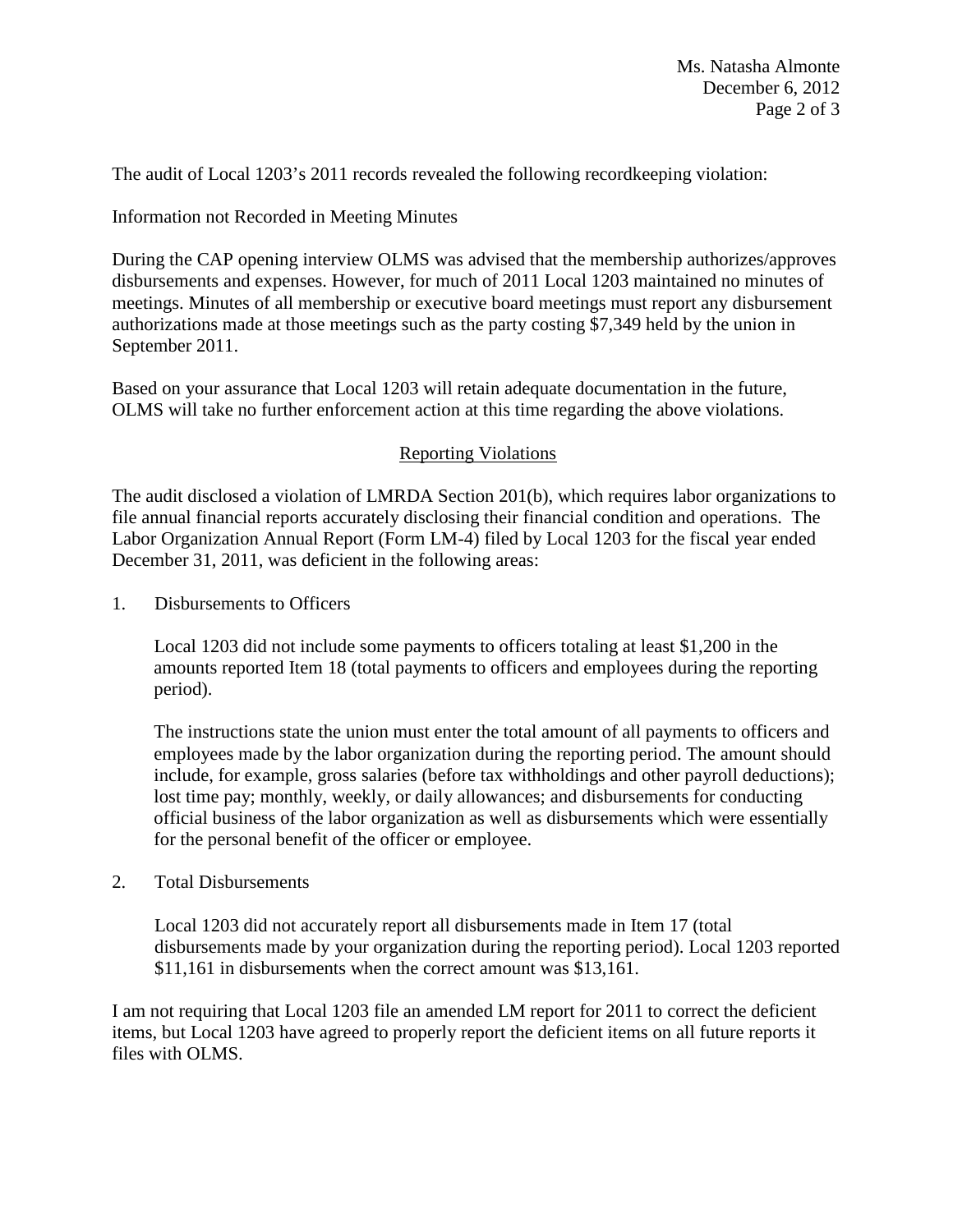The audit of Local 1203's 2011 records revealed the following recordkeeping violation:

Information not Recorded in Meeting Minutes

During the CAP opening interview OLMS was advised that the membership authorizes/approves disbursements and expenses. However, for much of 2011 Local 1203 maintained no minutes of meetings. Minutes of all membership or executive board meetings must report any disbursement authorizations made at those meetings such as the party costing $7,349 held by the union in September 2011.

Based on your assurance that Local 1203 will retain adequate documentation in the future, OLMS will take no further enforcement action at this time regarding the above violations.

## Reporting Violations

The audit disclosed a violation of LMRDA Section 201(b), which requires labor organizations to file annual financial reports accurately disclosing their financial condition and operations. The Labor Organization Annual Report (Form LM-4) filed by Local 1203 for the fiscal year ended December 31, 2011, was deficient in the following areas:

1. Disbursements to Officers

   Local 1203 did not include some payments to officers totaling at least $1,200 in the amounts reported Item 18 (total payments to officers and employees during the reporting period).

   The instructions state the union must enter the total amount of all payments to officers and employees made by the labor organization during the reporting period. The amount should include, for example, gross salaries (before tax withholdings and other payroll deductions); lost time pay; monthly, weekly, or daily allowances; and disbursements for conducting official business of the labor organization as well as disbursements which were essentially for the personal benefit of the officer or employee.

2. Total Disbursements

   Local 1203 did not accurately report all disbursements made in Item 17 (total disbursements made by your organization during the reporting period). Local 1203 reported $11,161 in disbursements when the correct amount was $13,161.

I am not requiring that Local 1203 file an amended LM report for 2011 to correct the deficient items, but Local 1203 have agreed to properly report the deficient items on all future reports it files with OLMS.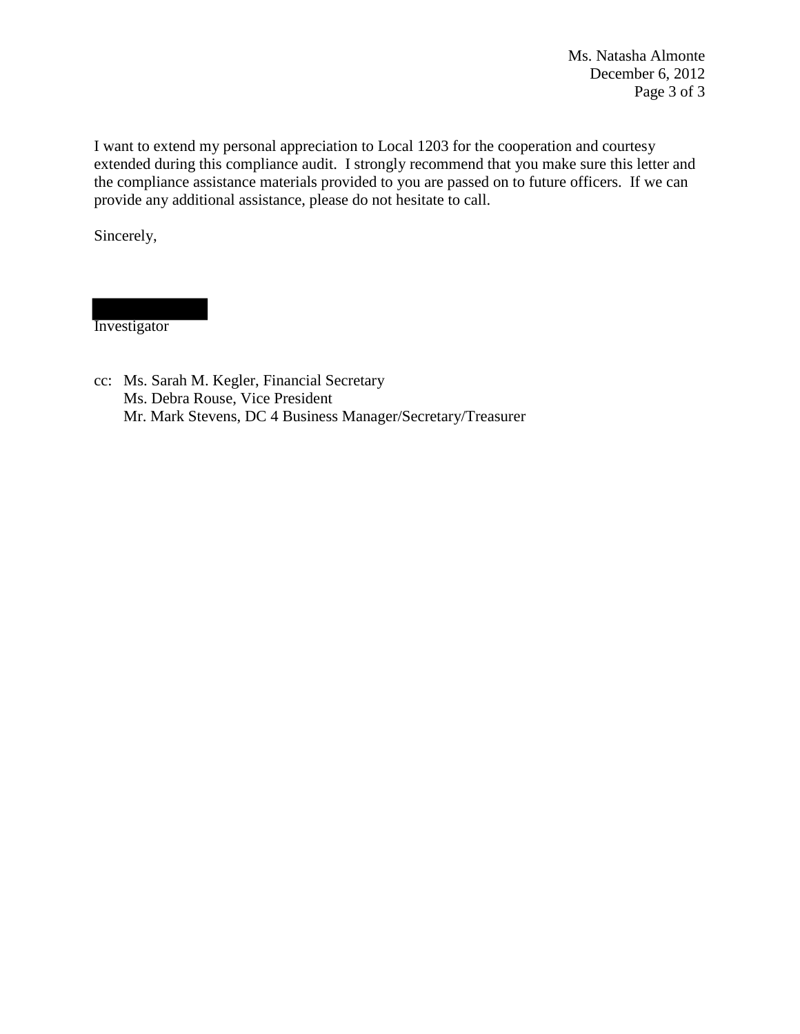I want to extend my personal appreciation to Local 1203 for the cooperation and courtesy extended during this compliance audit. I strongly recommend that you make sure this letter and the compliance assistance materials provided to you are passed on to future officers. If we can provide any additional assistance, please do not hesitate to call.

Sincerely,

Investigator

cc: Ms. Sarah M. Kegler, Financial Secretary
Ms. Debra Rouse, Vice President
Mr. Mark Stevens, DC 4 Business Manager/Secretary/Treasurer